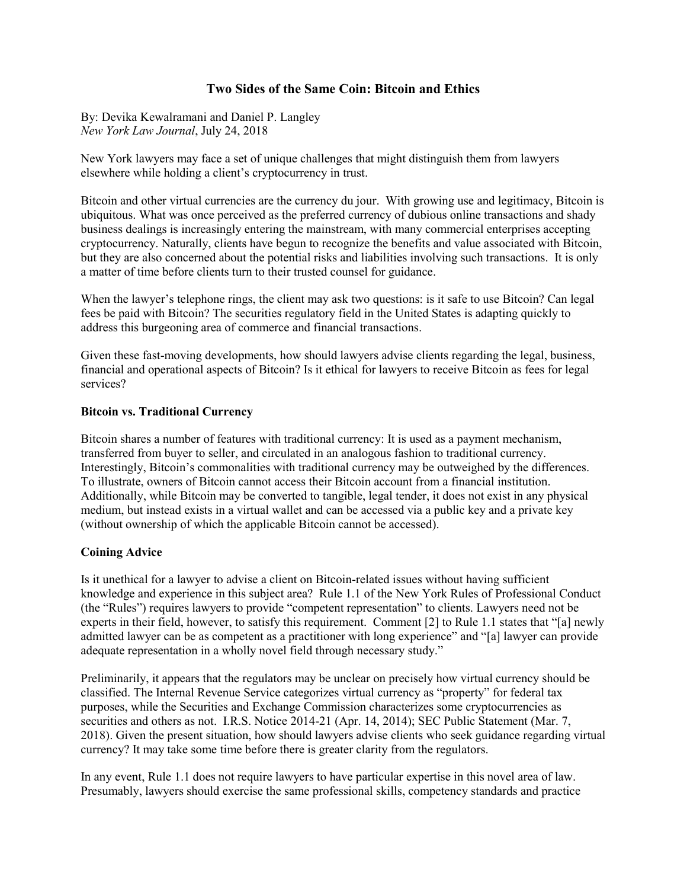# Two Sides of the Same Coin: Bitcoin and Ethics

By: Devika Kewalramani and Daniel P. Langley
*New York Law Journal*, July 24, 2018

New York lawyers may face a set of unique challenges that might distinguish them from lawyers elsewhere while holding a client's cryptocurrency in trust.

Bitcoin and other virtual currencies are the currency du jour. With growing use and legitimacy, Bitcoin is ubiquitous. What was once perceived as the preferred currency of dubious online transactions and shady business dealings is increasingly entering the mainstream, with many commercial enterprises accepting cryptocurrency. Naturally, clients have begun to recognize the benefits and value associated with Bitcoin, but they are also concerned about the potential risks and liabilities involving such transactions. It is only a matter of time before clients turn to their trusted counsel for guidance.

When the lawyer's telephone rings, the client may ask two questions: is it safe to use Bitcoin? Can legal fees be paid with Bitcoin? The securities regulatory field in the United States is adapting quickly to address this burgeoning area of commerce and financial transactions.

Given these fast-moving developments, how should lawyers advise clients regarding the legal, business, financial and operational aspects of Bitcoin? Is it ethical for lawyers to receive Bitcoin as fees for legal services?

**Bitcoin vs. Traditional Currency**

Bitcoin shares a number of features with traditional currency: It is used as a payment mechanism, transferred from buyer to seller, and circulated in an analogous fashion to traditional currency. Interestingly, Bitcoin's commonalities with traditional currency may be outweighed by the differences. To illustrate, owners of Bitcoin cannot access their Bitcoin account from a financial institution. Additionally, while Bitcoin may be converted to tangible, legal tender, it does not exist in any physical medium, but instead exists in a virtual wallet and can be accessed via a public key and a private key (without ownership of which the applicable Bitcoin cannot be accessed).

**Coining Advice**

Is it unethical for a lawyer to advise a client on Bitcoin-related issues without having sufficient knowledge and experience in this subject area? Rule 1.1 of the New York Rules of Professional Conduct (the "Rules") requires lawyers to provide "competent representation" to clients. Lawyers need not be experts in their field, however, to satisfy this requirement. Comment [2] to Rule 1.1 states that "[a] newly admitted lawyer can be as competent as a practitioner with long experience" and "[a] lawyer can provide adequate representation in a wholly novel field through necessary study."

Preliminarily, it appears that the regulators may be unclear on precisely how virtual currency should be classified. The Internal Revenue Service categorizes virtual currency as "property" for federal tax purposes, while the Securities and Exchange Commission characterizes some cryptocurrencies as securities and others as not. I.R.S. Notice 2014-21 (Apr. 14, 2014); SEC Public Statement (Mar. 7, 2018). Given the present situation, how should lawyers advise clients who seek guidance regarding virtual currency? It may take some time before there is greater clarity from the regulators.

In any event, Rule 1.1 does not require lawyers to have particular expertise in this novel area of law. Presumably, lawyers should exercise the same professional skills, competency standards and practice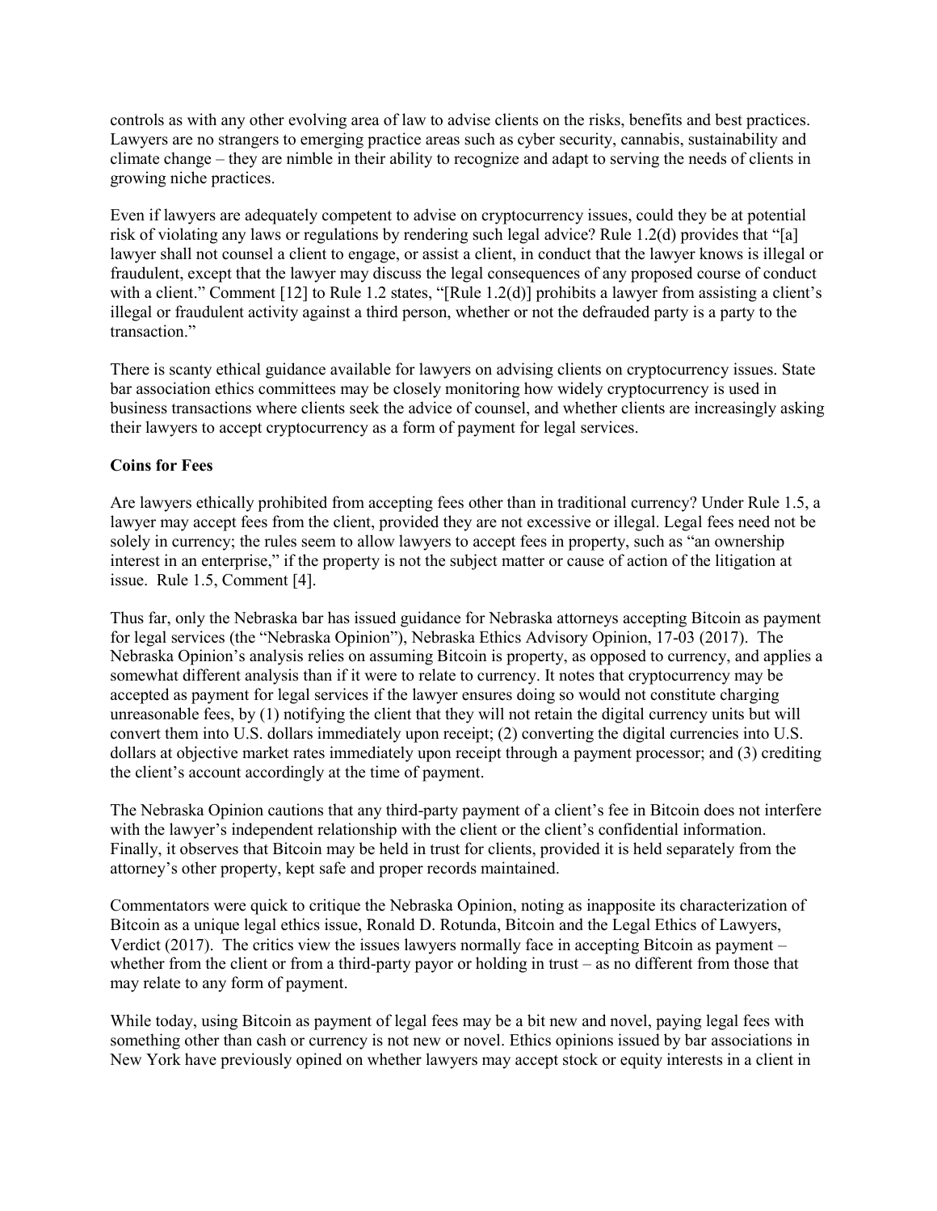controls as with any other evolving area of law to advise clients on the risks, benefits and best practices. Lawyers are no strangers to emerging practice areas such as cyber security, cannabis, sustainability and climate change – they are nimble in their ability to recognize and adapt to serving the needs of clients in growing niche practices.

Even if lawyers are adequately competent to advise on cryptocurrency issues, could they be at potential risk of violating any laws or regulations by rendering such legal advice? Rule 1.2(d) provides that "[a] lawyer shall not counsel a client to engage, or assist a client, in conduct that the lawyer knows is illegal or fraudulent, except that the lawyer may discuss the legal consequences of any proposed course of conduct with a client." Comment [12] to Rule 1.2 states, "[Rule 1.2(d)] prohibits a lawyer from assisting a client's illegal or fraudulent activity against a third person, whether or not the defrauded party is a party to the transaction."

There is scanty ethical guidance available for lawyers on advising clients on cryptocurrency issues. State bar association ethics committees may be closely monitoring how widely cryptocurrency is used in business transactions where clients seek the advice of counsel, and whether clients are increasingly asking their lawyers to accept cryptocurrency as a form of payment for legal services.

**Coins for Fees**

Are lawyers ethically prohibited from accepting fees other than in traditional currency? Under Rule 1.5, a lawyer may accept fees from the client, provided they are not excessive or illegal. Legal fees need not be solely in currency; the rules seem to allow lawyers to accept fees in property, such as "an ownership interest in an enterprise," if the property is not the subject matter or cause of action of the litigation at issue. Rule 1.5, Comment [4].

Thus far, only the Nebraska bar has issued guidance for Nebraska attorneys accepting Bitcoin as payment for legal services (the "Nebraska Opinion"), Nebraska Ethics Advisory Opinion, 17-03 (2017). The Nebraska Opinion's analysis relies on assuming Bitcoin is property, as opposed to currency, and applies a somewhat different analysis than if it were to relate to currency. It notes that cryptocurrency may be accepted as payment for legal services if the lawyer ensures doing so would not constitute charging unreasonable fees, by (1) notifying the client that they will not retain the digital currency units but will convert them into U.S. dollars immediately upon receipt; (2) converting the digital currencies into U.S. dollars at objective market rates immediately upon receipt through a payment processor; and (3) crediting the client's account accordingly at the time of payment.

The Nebraska Opinion cautions that any third-party payment of a client's fee in Bitcoin does not interfere with the lawyer's independent relationship with the client or the client's confidential information. Finally, it observes that Bitcoin may be held in trust for clients, provided it is held separately from the attorney's other property, kept safe and proper records maintained.

Commentators were quick to critique the Nebraska Opinion, noting as inapposite its characterization of Bitcoin as a unique legal ethics issue, Ronald D. Rotunda, Bitcoin and the Legal Ethics of Lawyers, Verdict (2017). The critics view the issues lawyers normally face in accepting Bitcoin as payment – whether from the client or from a third-party payor or holding in trust – as no different from those that may relate to any form of payment.

While today, using Bitcoin as payment of legal fees may be a bit new and novel, paying legal fees with something other than cash or currency is not new or novel. Ethics opinions issued by bar associations in New York have previously opined on whether lawyers may accept stock or equity interests in a client in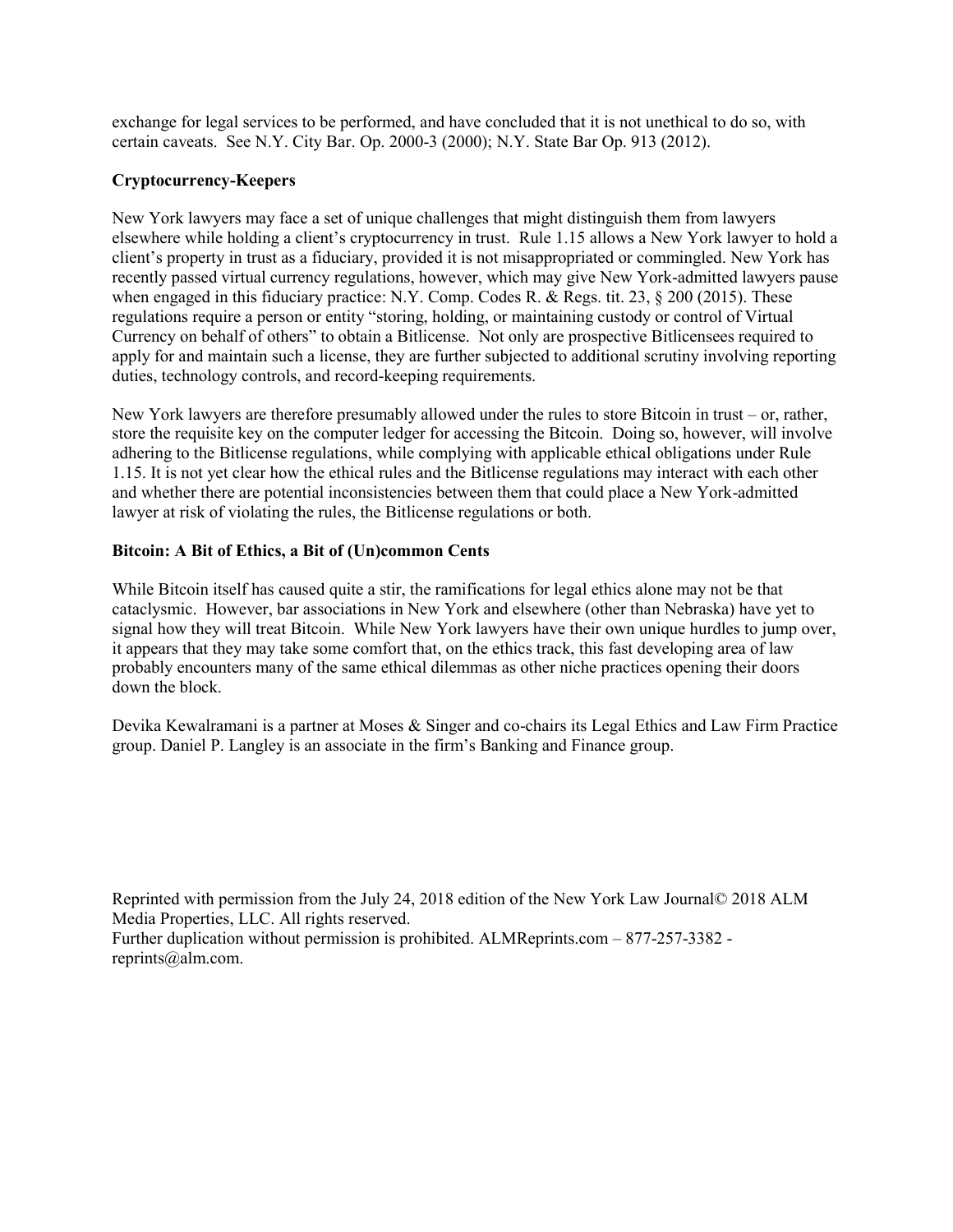exchange for legal services to be performed, and have concluded that it is not unethical to do so, with certain caveats. See N.Y. City Bar. Op. 2000-3 (2000); N.Y. State Bar Op. 913 (2012).

**Cryptocurrency-Keepers**

New York lawyers may face a set of unique challenges that might distinguish them from lawyers elsewhere while holding a client's cryptocurrency in trust. Rule 1.15 allows a New York lawyer to hold a client's property in trust as a fiduciary, provided it is not misappropriated or commingled. New York has recently passed virtual currency regulations, however, which may give New York-admitted lawyers pause when engaged in this fiduciary practice: N.Y. Comp. Codes R. & Regs. tit. 23, § 200 (2015). These regulations require a person or entity "storing, holding, or maintaining custody or control of Virtual Currency on behalf of others" to obtain a Bitlicense. Not only are prospective Bitlicensees required to apply for and maintain such a license, they are further subjected to additional scrutiny involving reporting duties, technology controls, and record-keeping requirements.

New York lawyers are therefore presumably allowed under the rules to store Bitcoin in trust – or, rather, store the requisite key on the computer ledger for accessing the Bitcoin. Doing so, however, will involve adhering to the Bitlicense regulations, while complying with applicable ethical obligations under Rule 1.15. It is not yet clear how the ethical rules and the Bitlicense regulations may interact with each other and whether there are potential inconsistencies between them that could place a New York-admitted lawyer at risk of violating the rules, the Bitlicense regulations or both.

**Bitcoin: A Bit of Ethics, a Bit of (Un)common Cents**

While Bitcoin itself has caused quite a stir, the ramifications for legal ethics alone may not be that cataclysmic. However, bar associations in New York and elsewhere (other than Nebraska) have yet to signal how they will treat Bitcoin. While New York lawyers have their own unique hurdles to jump over, it appears that they may take some comfort that, on the ethics track, this fast developing area of law probably encounters many of the same ethical dilemmas as other niche practices opening their doors down the block.

Devika Kewalramani is a partner at Moses & Singer and co-chairs its Legal Ethics and Law Firm Practice group. Daniel P. Langley is an associate in the firm's Banking and Finance group.

Reprinted with permission from the July 24, 2018 edition of the New York Law Journal© 2018 ALM Media Properties, LLC. All rights reserved.
Further duplication without permission is prohibited. ALMReprints.com – 877-257-3382 - reprints@alm.com.